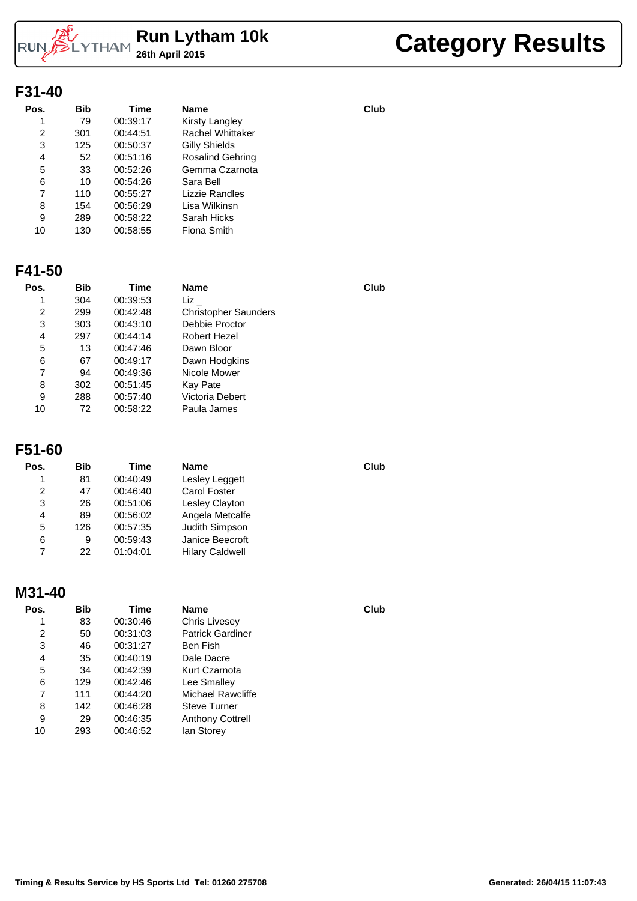# Run Lytham 10k

**26th April 2015**

# Category Results

## F31-40

| Pos. | Bib | Time | Name | Club |
|---|---|---|---|---|
| 1 | 79 | 00:39:17 | Kirsty Langley | |
| 2 | 301 | 00:44:51 | Rachel Whittaker | |
| 3 | 125 | 00:50:37 | Gilly Shields | |
| 4 | 52 | 00:51:16 | Rosalind Gehring | |
| 5 | 33 | 00:52:26 | Gemma Czarnota | |
| 6 | 10 | 00:54:26 | Sara Bell | |
| 7 | 110 | 00:55:27 | Lizzie Randles | |
| 8 | 154 | 00:56:29 | Lisa Wilkinsn | |
| 9 | 289 | 00:58:22 | Sarah Hicks | |
| 10 | 130 | 00:58:55 | Fiona Smith | |

## F41-50

| Pos. | Bib | Time | Name | Club |
|---|---|---|---|---|
| 1 | 304 | 00:39:53 | Liz _ | |
| 2 | 299 | 00:42:48 | Christopher Saunders | |
| 3 | 303 | 00:43:10 | Debbie Proctor | |
| 4 | 297 | 00:44:14 | Robert Hezel | |
| 5 | 13 | 00:47:46 | Dawn Bloor | |
| 6 | 67 | 00:49:17 | Dawn Hodgkins | |
| 7 | 94 | 00:49:36 | Nicole Mower | |
| 8 | 302 | 00:51:45 | Kay Pate | |
| 9 | 288 | 00:57:40 | Victoria Debert | |
| 10 | 72 | 00:58:22 | Paula James | |

## F51-60

| Pos. | Bib | Time | Name | Club |
|---|---|---|---|---|
| 1 | 81 | 00:40:49 | Lesley Leggett | |
| 2 | 47 | 00:46:40 | Carol Foster | |
| 3 | 26 | 00:51:06 | Lesley Clayton | |
| 4 | 89 | 00:56:02 | Angela Metcalfe | |
| 5 | 126 | 00:57:35 | Judith Simpson | |
| 6 | 9 | 00:59:43 | Janice Beecroft | |
| 7 | 22 | 01:04:01 | Hilary Caldwell | |

## M31-40

| Pos. | Bib | Time | Name | Club |
|---|---|---|---|---|
| 1 | 83 | 00:30:46 | Chris Livesey | |
| 2 | 50 | 00:31:03 | Patrick Gardiner | |
| 3 | 46 | 00:31:27 | Ben Fish | |
| 4 | 35 | 00:40:19 | Dale Dacre | |
| 5 | 34 | 00:42:39 | Kurt Czarnota | |
| 6 | 129 | 00:42:46 | Lee Smalley | |
| 7 | 111 | 00:44:20 | Michael Rawcliffe | |
| 8 | 142 | 00:46:28 | Steve Turner | |
| 9 | 29 | 00:46:35 | Anthony Cottrell | |
| 10 | 293 | 00:46:52 | Ian Storey | |

Timing & Results Service by HS Sports Ltd Tel: 01260 275708

Generated: 26/04/15 11:07:43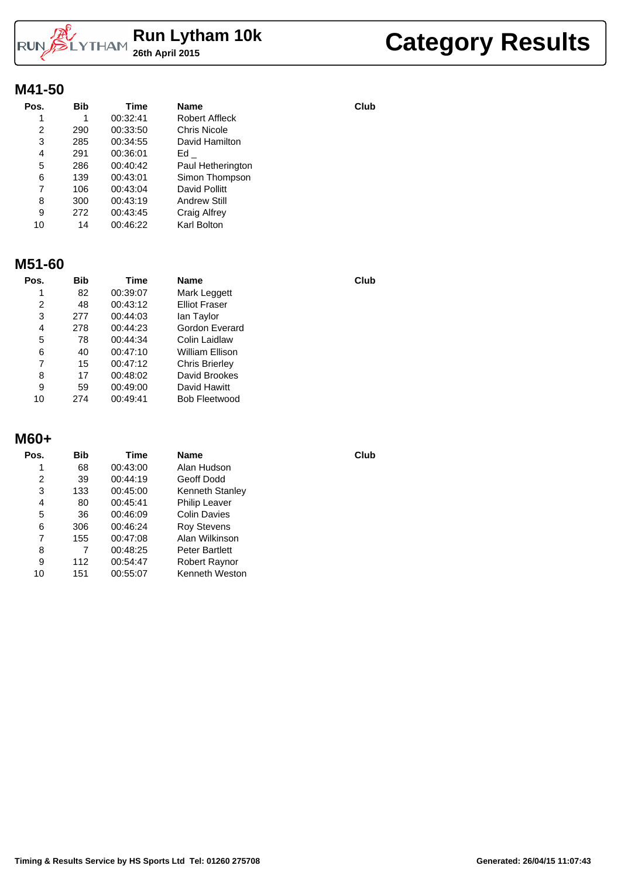# Run Lytham 10k

**26th April 2015**

# Category Results

## M41-50

| Pos. | Bib | Time | Name | Club |
|---|---|---|---|---|
| 1 | 1 | 00:32:41 | Robert Affleck | |
| 2 | 290 | 00:33:50 | Chris Nicole | |
| 3 | 285 | 00:34:55 | David Hamilton | |
| 4 | 291 | 00:36:01 | Ed _ | |
| 5 | 286 | 00:40:42 | Paul Hetherington | |
| 6 | 139 | 00:43:01 | Simon Thompson | |
| 7 | 106 | 00:43:04 | David Pollitt | |
| 8 | 300 | 00:43:19 | Andrew Still | |
| 9 | 272 | 00:43:45 | Craig Alfrey | |
| 10 | 14 | 00:46:22 | Karl Bolton | |

## M51-60

| Pos. | Bib | Time | Name | Club |
|---|---|---|---|---|
| 1 | 82 | 00:39:07 | Mark Leggett | |
| 2 | 48 | 00:43:12 | Elliot Fraser | |
| 3 | 277 | 00:44:03 | Ian Taylor | |
| 4 | 278 | 00:44:23 | Gordon Everard | |
| 5 | 78 | 00:44:34 | Colin Laidlaw | |
| 6 | 40 | 00:47:10 | William Ellison | |
| 7 | 15 | 00:47:12 | Chris Brierley | |
| 8 | 17 | 00:48:02 | David Brookes | |
| 9 | 59 | 00:49:00 | David Hawitt | |
| 10 | 274 | 00:49:41 | Bob Fleetwood | |

## M60+

| Pos. | Bib | Time | Name | Club |
|---|---|---|---|---|
| 1 | 68 | 00:43:00 | Alan Hudson | |
| 2 | 39 | 00:44:19 | Geoff Dodd | |
| 3 | 133 | 00:45:00 | Kenneth Stanley | |
| 4 | 80 | 00:45:41 | Philip Leaver | |
| 5 | 36 | 00:46:09 | Colin Davies | |
| 6 | 306 | 00:46:24 | Roy Stevens | |
| 7 | 155 | 00:47:08 | Alan Wilkinson | |
| 8 | 7 | 00:48:25 | Peter Bartlett | |
| 9 | 112 | 00:54:47 | Robert Raynor | |
| 10 | 151 | 00:55:07 | Kenneth Weston | |

**Timing & Results Service by HS Sports Ltd Tel: 01260 275708** **Generated: 26/04/15 11:07:43**